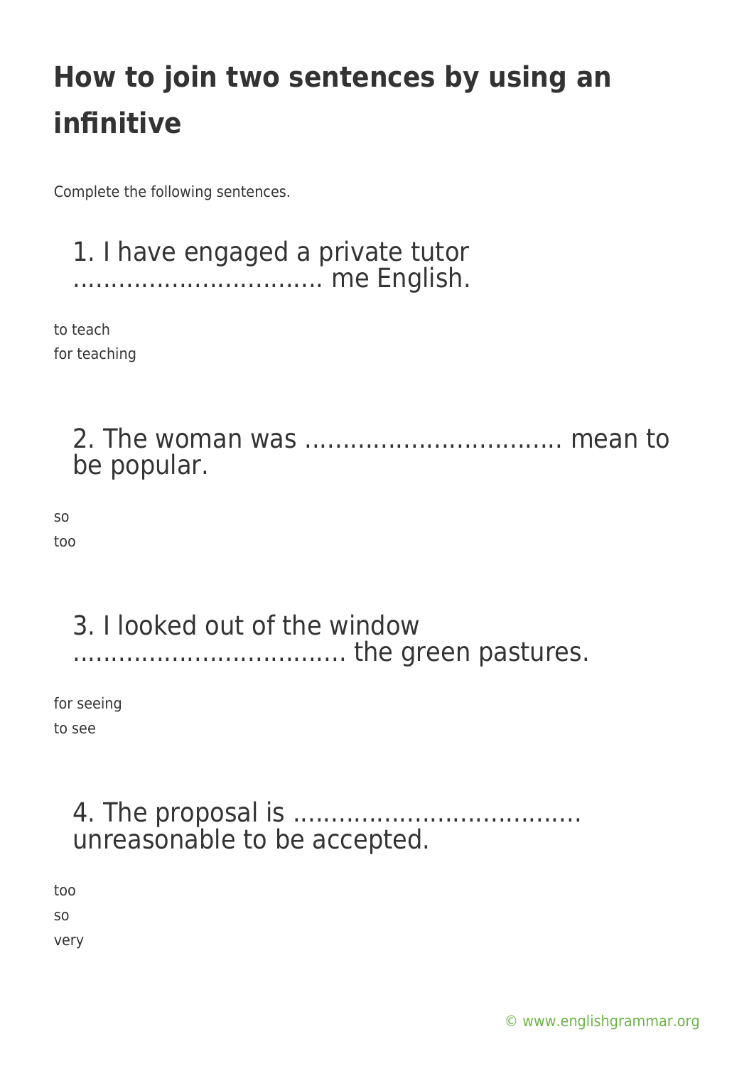# How to join two sentences by using an infinitive

Complete the following sentences.

1. I have engaged a private tutor ……………………….... me English.

to teach
for teaching

2. The woman was …………………………... mean to be popular.

so
too

3. I looked out of the window …………………………….. the green pastures.

for seeing
to see

4. The proposal is ……………………………... unreasonable to be accepted.

too
so
very

© www.englishgrammar.org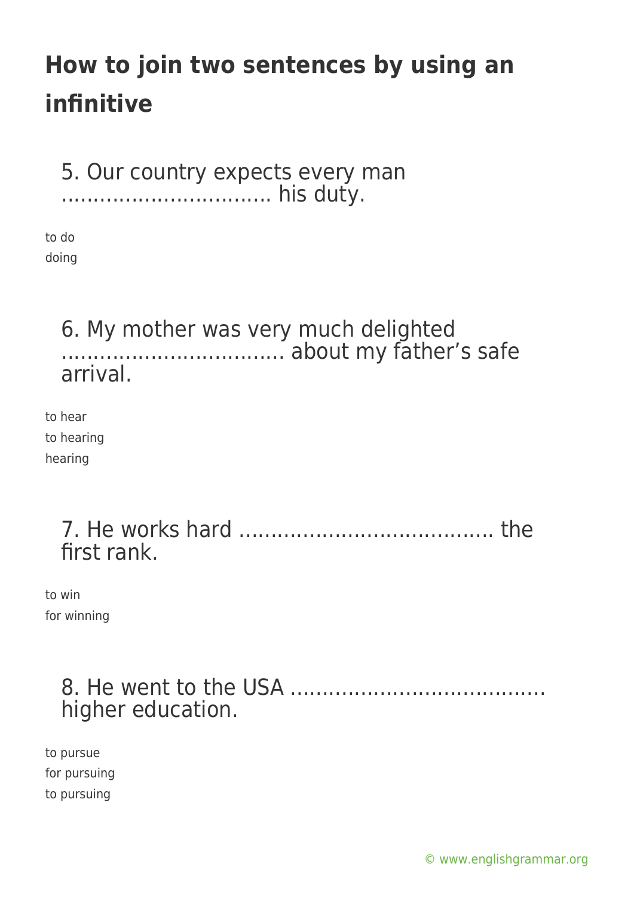# How to join two sentences by using an infinitive

5. Our country expects every man ................................ his duty.

to do
doing

6. My mother was very much delighted ................................. about my father's safe arrival.

to hear
to hearing
hearing

7. He works hard ...................................... the first rank.

to win
for winning

8. He went to the USA ...................................... higher education.

to pursue
for pursuing
to pursuing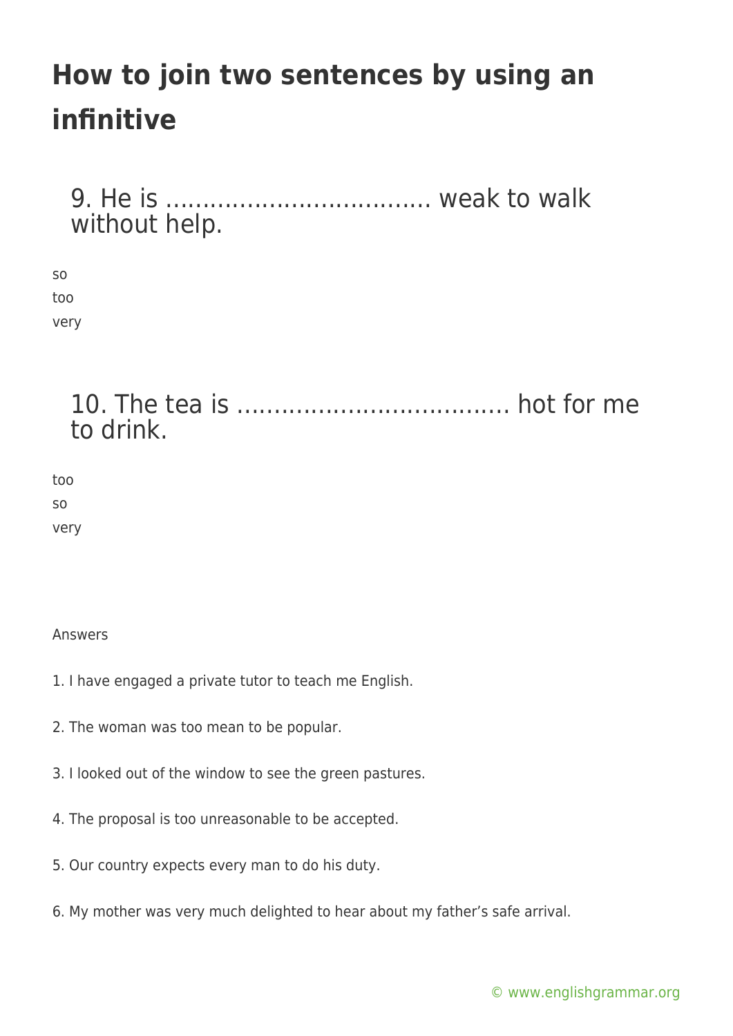# How to join two sentences by using an infinitive

### 9. He is ……………………………. weak to walk without help.

so
too
very

### 10. The tea is ……………………………… hot for me to drink.

too
so
very

Answers

1. I have engaged a private tutor to teach me English.

2. The woman was too mean to be popular.

3. I looked out of the window to see the green pastures.

4. The proposal is too unreasonable to be accepted.

5. Our country expects every man to do his duty.

6. My mother was very much delighted to hear about my father's safe arrival.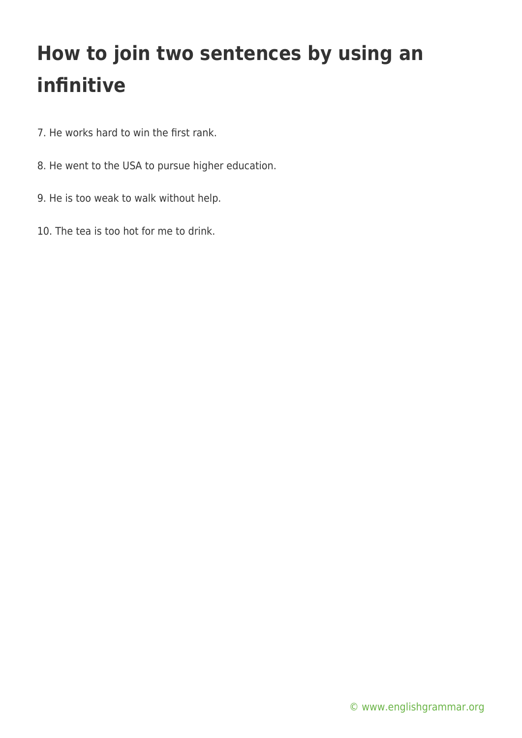# How to join two sentences by using an infinitive

7. He works hard to win the first rank.

8. He went to the USA to pursue higher education.

9. He is too weak to walk without help.

10. The tea is too hot for me to drink.